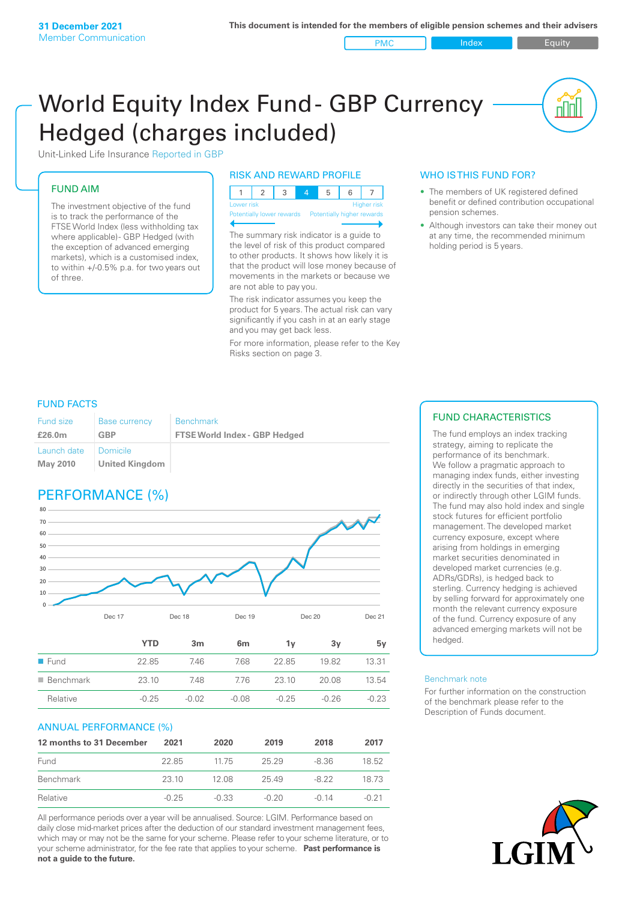31 December 2021
Member Communication

This document is intended for the members of eligible pension schemes and their advisers

PMC | Index | Equity

# World Equity Index Fund - GBP Currency Hedged (charges included)

Unit-Linked Life Insurance Reported in GBP

## FUND AIM

The investment objective of the fund is to track the performance of the FTSE World Index (less withholding tax where applicable)- GBP Hedged (with the exception of advanced emerging markets), which is a customised index, to within +/-0.5% p.a. for two years out of three.

## RISK AND REWARD PROFILE

| 1 | 2 | 3 | **4** | 5 | 6 | 7 |
|---|---|---|---|---|---|---|

Lower risk — Higher risk
Potentially lower rewards — Potentially higher rewards

The summary risk indicator is a guide to the level of risk of this product compared to other products. It shows how likely it is that the product will lose money because of movements in the markets or because we are not able to pay you.

The risk indicator assumes you keep the product for 5 years. The actual risk can vary significantly if you cash in at an early stage and you may get back less.

For more information, please refer to the Key Risks section on page 3.

## WHO IS THIS FUND FOR?

- The members of UK registered defined benefit or defined contribution occupational pension schemes.
- Although investors can take their money out at any time, the recommended minimum holding period is 5 years.

## FUND FACTS

| Fund size | Base currency | Benchmark |
|---|---|---|
| **£26.0m** | **GBP** | **FTSE World Index - GBP Hedged** |
| Launch date | Domicile | |
| **May 2010** | **United Kingdom** | |

## PERFORMANCE (%)

| | YTD | 3m | 6m | 1y | 3y | 5y |
|---|---|---|---|---|---|---|
| Fund | 22.85 | 7.46 | 7.68 | 22.85 | 19.82 | 13.31 |
| Benchmark | 23.10 | 7.48 | 7.76 | 23.10 | 20.08 | 13.54 |
| Relative | -0.25 | -0.02 | -0.08 | -0.25 | -0.26 | -0.23 |

## ANNUAL PERFORMANCE (%)

| 12 months to 31 December | 2021 | 2020 | 2019 | 2018 | 2017 |
|---|---|---|---|---|---|
| Fund | 22.85 | 11.75 | 25.29 | -8.36 | 18.52 |
| Benchmark | 23.10 | 12.08 | 25.49 | -8.22 | 18.73 |
| Relative | -0.25 | -0.33 | -0.20 | -0.14 | -0.21 |

All performance periods over a year will be annualised. Source: LGIM. Performance based on daily close mid-market prices after the deduction of our standard investment management fees, which may or may not be the same for your scheme. Please refer to your scheme literature, or to your scheme administrator, for the fee rate that applies to your scheme. **Past performance is not a guide to the future.**

## FUND CHARACTERISTICS

The fund employs an index tracking strategy, aiming to replicate the performance of its benchmark. We follow a pragmatic approach to managing index funds, either investing directly in the securities of that index, or indirectly through other LGIM funds. The fund may also hold index and single stock futures for efficient portfolio management. The developed market currency exposure, except where arising from holdings in emerging market securities denominated in developed market currencies (e.g. ADRs/GDRs), is hedged back to sterling. Currency hedging is achieved by selling forward for approximately one month the relevant currency exposure of the fund. Currency exposure of any advanced emerging markets will not be hedged.

Benchmark note

For further information on the construction of the benchmark please refer to the Description of Funds document.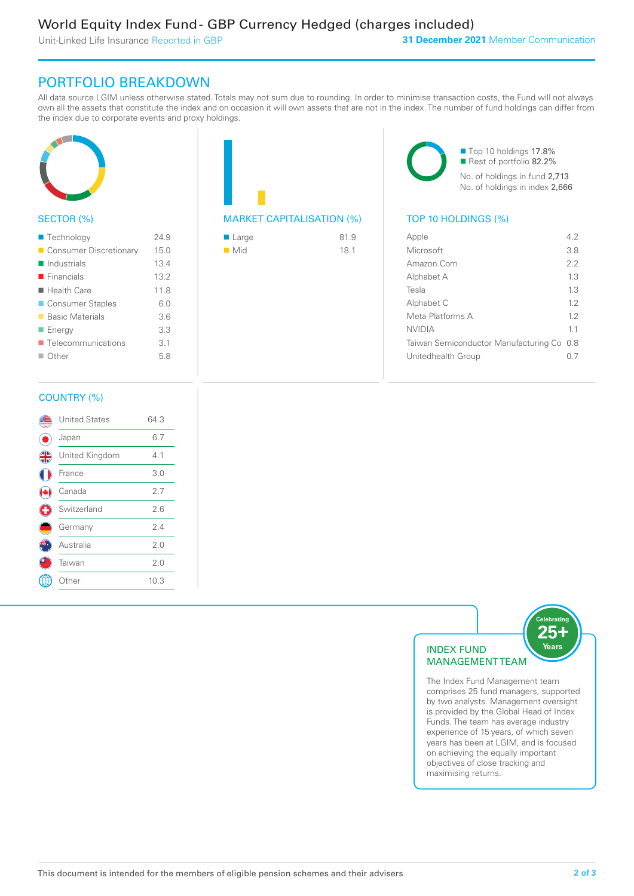# World Equity Index Fund - GBP Currency Hedged (charges included)

Unit-Linked Life Insurance Reported in GBP

**31 December 2021** Member Communication

## PORTFOLIO BREAKDOWN

All data source LGIM unless otherwise stated. Totals may not sum due to rounding. In order to minimise transaction costs, the Fund will not always own all the assets that constitute the index and on occasion it will own assets that are not in the index. The number of fund holdings can differ from the index due to corporate events and proxy holdings.

### SECTOR (%)

| Sector | % |
|---|---|
| Technology | 24.9 |
| Consumer Discretionary | 15.0 |
| Industrials | 13.4 |
| Financials | 13.2 |
| Health Care | 11.8 |
| Consumer Staples | 6.0 |
| Basic Materials | 3.6 |
| Energy | 3.3 |
| Telecommunications | 3.1 |
| Other | 5.8 |

### MARKET CAPITALISATION (%)

| Market Cap | % |
|---|---|
| Large | 81.9 |
| Mid | 18.1 |

Top 10 holdings 17.8%
Rest of portfolio 82.2%

No. of holdings in fund 2,713
No. of holdings in index 2,666

### TOP 10 HOLDINGS (%)

| Holding | % |
|---|---|
| Apple | 4.2 |
| Microsoft | 3.8 |
| Amazon.Com | 2.2 |
| Alphabet A | 1.3 |
| Tesla | 1.3 |
| Alphabet C | 1.2 |
| Meta Platforms A | 1.2 |
| NVIDIA | 1.1 |
| Taiwan Semiconductor Manufacturing Co | 0.8 |
| Unitedhealth Group | 0.7 |

### COUNTRY (%)

| Country | % |
|---|---|
| United States | 64.3 |
| Japan | 6.7 |
| United Kingdom | 4.1 |
| France | 3.0 |
| Canada | 2.7 |
| Switzerland | 2.6 |
| Germany | 2.4 |
| Australia | 2.0 |
| Taiwan | 2.0 |
| Other | 10.3 |

### INDEX FUND MANAGEMENT TEAM

Celebrating 25+ Years

The Index Fund Management team comprises 25 fund managers, supported by two analysts. Management oversight is provided by the Global Head of Index Funds. The team has average industry experience of 15 years, of which seven years has been at LGIM, and is focused on achieving the equally important objectives of close tracking and maximising returns.

This document is intended for the members of eligible pension schemes and their advisers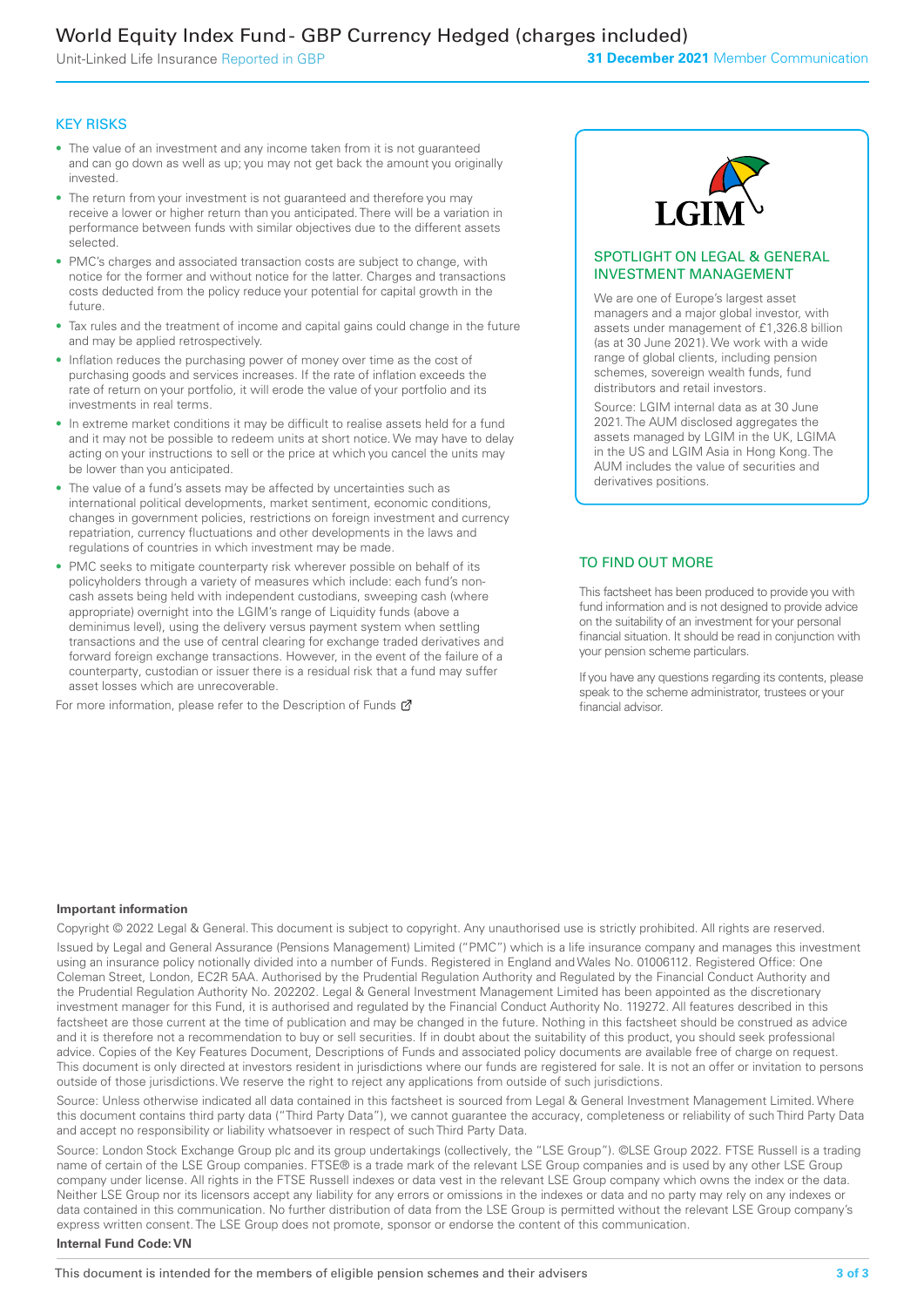## KEY RISKS

- The value of an investment and any income taken from it is not guaranteed and can go down as well as up; you may not get back the amount you originally invested.
- The return from your investment is not guaranteed and therefore you may receive a lower or higher return than you anticipated. There will be a variation in performance between funds with similar objectives due to the different assets selected.
- PMC's charges and associated transaction costs are subject to change, with notice for the former and without notice for the latter. Charges and transactions costs deducted from the policy reduce your potential for capital growth in the future.
- Tax rules and the treatment of income and capital gains could change in the future and may be applied retrospectively.
- Inflation reduces the purchasing power of money over time as the cost of purchasing goods and services increases. If the rate of inflation exceeds the rate of return on your portfolio, it will erode the value of your portfolio and its investments in real terms.
- In extreme market conditions it may be difficult to realise assets held for a fund and it may not be possible to redeem units at short notice. We may have to delay acting on your instructions to sell or the price at which you cancel the units may be lower than you anticipated.
- The value of a fund's assets may be affected by uncertainties such as international political developments, market sentiment, economic conditions, changes in government policies, restrictions on foreign investment and currency repatriation, currency fluctuations and other developments in the laws and regulations of countries in which investment may be made.
- PMC seeks to mitigate counterparty risk wherever possible on behalf of its policyholders through a variety of measures which include: each fund's non-cash assets being held with independent custodians, sweeping cash (where appropriate) overnight into the LGIM's range of Liquidity funds (above a deminimus level), using the delivery versus payment system when settling transactions and the use of central clearing for exchange traded derivatives and forward foreign exchange transactions. However, in the event of the failure of a counterparty, custodian or issuer there is a residual risk that a fund may suffer asset losses which are unrecoverable.

For more information, please refer to the Description of Funds

## SPOTLIGHT ON LEGAL & GENERAL INVESTMENT MANAGEMENT

We are one of Europe's largest asset managers and a major global investor, with assets under management of £1,326.8 billion (as at 30 June 2021). We work with a wide range of global clients, including pension schemes, sovereign wealth funds, fund distributors and retail investors.

Source: LGIM internal data as at 30 June 2021. The AUM disclosed aggregates the assets managed by LGIM in the UK, LGIMA in the US and LGIM Asia in Hong Kong. The AUM includes the value of securities and derivatives positions.

## TO FIND OUT MORE

This factsheet has been produced to provide you with fund information and is not designed to provide advice on the suitability of an investment for your personal financial situation. It should be read in conjunction with your pension scheme particulars.

If you have any questions regarding its contents, please speak to the scheme administrator, trustees or your financial advisor.

**Important information**

Copyright © 2022 Legal & General. This document is subject to copyright. Any unauthorised use is strictly prohibited. All rights are reserved.

Issued by Legal and General Assurance (Pensions Management) Limited ("PMC") which is a life insurance company and manages this investment using an insurance policy notionally divided into a number of Funds. Registered in England and Wales No. 01006112. Registered Office: One Coleman Street, London, EC2R 5AA. Authorised by the Prudential Regulation Authority and Regulated by the Financial Conduct Authority and the Prudential Regulation Authority No. 202202. Legal & General Investment Management Limited has been appointed as the discretionary investment manager for this Fund, it is authorised and regulated by the Financial Conduct Authority No. 119272. All features described in this factsheet are those current at the time of publication and may be changed in the future. Nothing in this factsheet should be construed as advice and it is therefore not a recommendation to buy or sell securities. If in doubt about the suitability of this product, you should seek professional advice. Copies of the Key Features Document, Descriptions of Funds and associated policy documents are available free of charge on request. This document is only directed at investors resident in jurisdictions where our funds are registered for sale. It is not an offer or invitation to persons outside of those jurisdictions. We reserve the right to reject any applications from outside of such jurisdictions.

Source: Unless otherwise indicated all data contained in this factsheet is sourced from Legal & General Investment Management Limited. Where this document contains third party data ("Third Party Data"), we cannot guarantee the accuracy, completeness or reliability of such Third Party Data and accept no responsibility or liability whatsoever in respect of such Third Party Data.

Source: London Stock Exchange Group plc and its group undertakings (collectively, the "LSE Group"). ©LSE Group 2022. FTSE Russell is a trading name of certain of the LSE Group companies. FTSE® is a trade mark of the relevant LSE Group companies and is used by any other LSE Group company under license. All rights in the FTSE Russell indexes or data vest in the relevant LSE Group company which owns the index or the data. Neither LSE Group nor its licensors accept any liability for any errors or omissions in the indexes or data and no party may rely on any indexes or data contained in this communication. No further distribution of data from the LSE Group is permitted without the relevant LSE Group company's express written consent. The LSE Group does not promote, sponsor or endorse the content of this communication.

**Internal Fund Code: VN**

This document is intended for the members of eligible pension schemes and their advisers